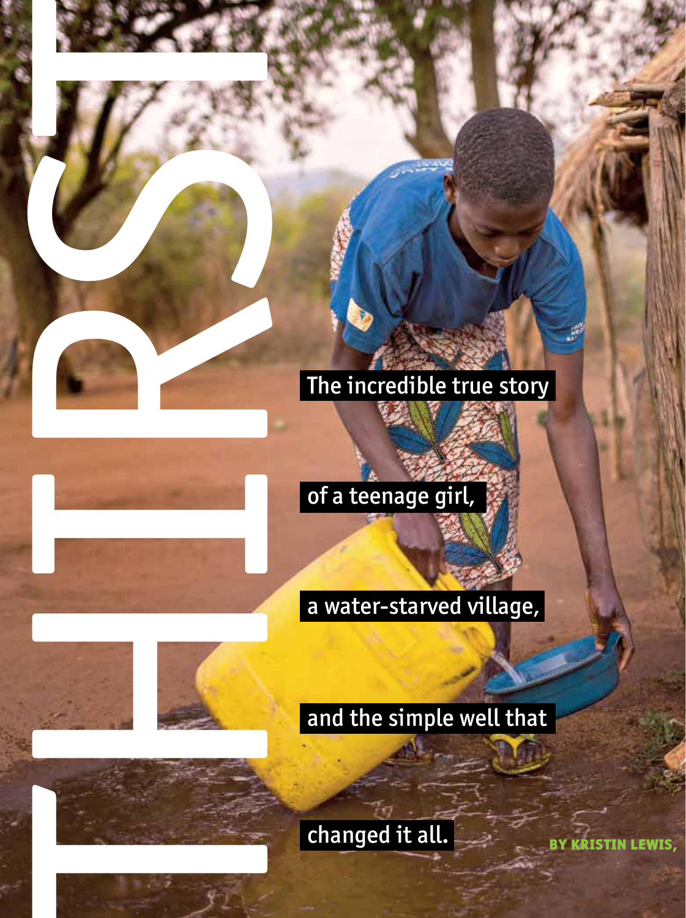# THIRST

The incredible true story of a teenage girl, a water-starved village, and the simple well that changed it all.

**BY KRISTIN LEWIS,**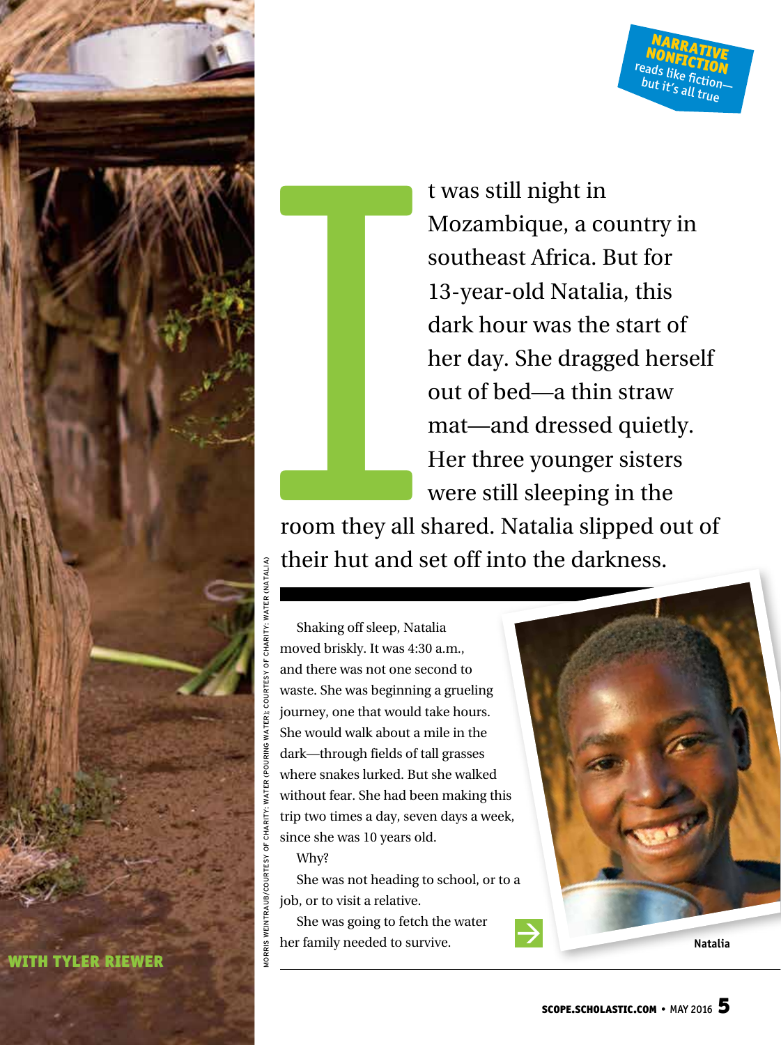NARRATIVE NONFICTION reads like fiction—but it's all true

It was still night in Mozambique, a country in southeast Africa. But for 13-year-old Natalia, this dark hour was the start of her day. She dragged herself out of bed—a thin straw mat—and dressed quietly. Her three younger sisters were still sleeping in the room they all shared. Natalia slipped out of their hut and set off into the darkness.

Shaking off sleep, Natalia moved briskly. It was 4:30 a.m., and there was not one second to waste. She was beginning a grueling journey, one that would take hours. She would walk about a mile in the dark—through fields of tall grasses where snakes lurked. But she walked without fear. She had been making this trip two times a day, seven days a week, since she was 10 years old.

Why?

She was not heading to school, or to a job, or to visit a relative.

She was going to fetch the water her family needed to survive.

Natalia

WITH TYLER RIEWER

MORRIS WEINTRAUB/COURTESY OF CHARITY: WATER (POURING WATER); COURTESY OF CHARITY: WATER (NATALIA)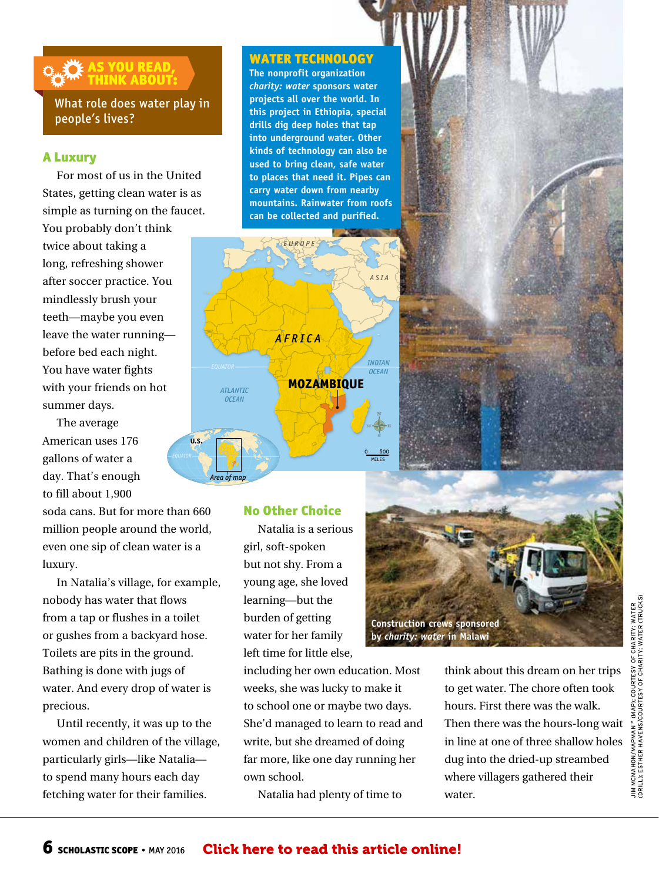**AS YOU READ, THINK ABOUT:**

What role does water play in people's lives?

## A Luxury

For most of us in the United States, getting clean water is as simple as turning on the faucet. You probably don't think twice about taking a long, refreshing shower after soccer practice. You mindlessly brush your teeth—maybe you even leave the water running—before bed each night. You have water fights with your friends on hot summer days.

The average American uses 176 gallons of water a day. That's enough to fill about 1,900 soda cans. But for more than 660 million people around the world, even one sip of clean water is a luxury.

In Natalia's village, for example, nobody has water that flows from a tap or flushes in a toilet or gushes from a backyard hose. Toilets are pits in the ground. Bathing is done with jugs of water. And every drop of water is precious.

Until recently, it was up to the women and children of the village, particularly girls—like Natalia—to spend many hours each day fetching water for their families.

## No Other Choice

Natalia is a serious girl, soft-spoken but not shy. From a young age, she loved learning—but the burden of getting water for her family left time for little else, including her own education. Most weeks, she was lucky to make it to school one or maybe two days. She'd managed to learn to read and write, but she dreamed of doing far more, like one day running her own school.

Natalia had plenty of time to think about this dream on her trips to get water. The chore often took hours. First there was the walk. Then there was the hours-long wait in line at one of three shallow holes dug into the dried-up streambed where villagers gathered their water.

**WATER TECHNOLOGY**

The nonprofit organization *charity: water* sponsors water projects all over the world. In this project in Ethiopia, special drills dig deep holes that tap into underground water. Other kinds of technology can also be used to bring clean, safe water to places that need it. Pipes can carry water down from nearby mountains. Rainwater from roofs can be collected and purified.

EUROPE · ASIA · AFRICA · MOZAMBIQUE · ATLANTIC OCEAN · INDIAN OCEAN · EQUATOR · U.S. · Area of map · 0–600 MILES

Construction crews sponsored by *charity: water* in Malawi

JIM MCMAHON/MAPMAN™ (MAP); COURTESY OF CHARITY: WATER (DRILL); ESTHER HAVENS/COURTESY OF CHARITY: WATER (TRUCKS)

Click here to read this article online!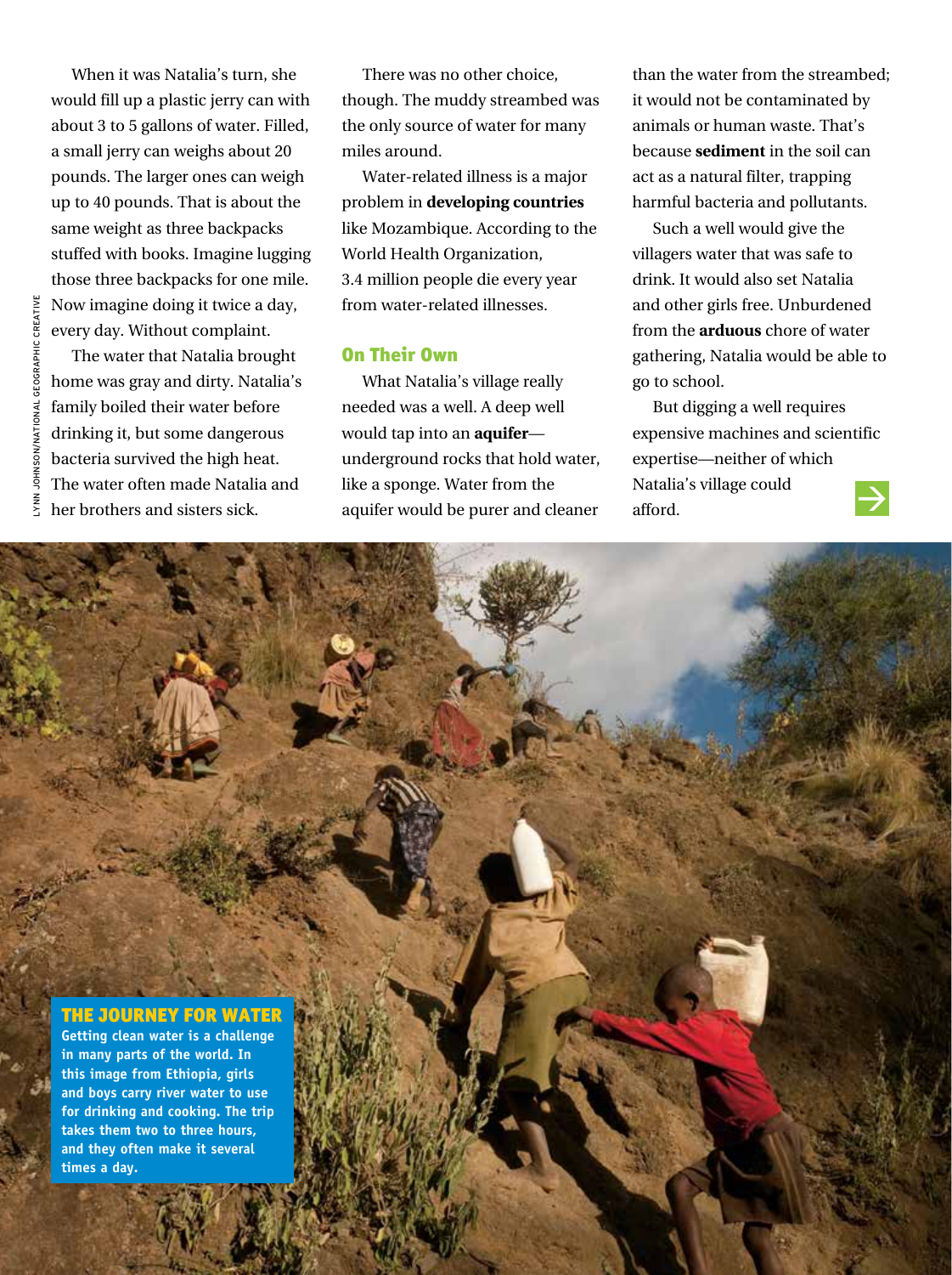When it was Natalia's turn, she would fill up a plastic jerry can with about 3 to 5 gallons of water. Filled, a small jerry can weighs about 20 pounds. The larger ones can weigh up to 40 pounds. That is about the same weight as three backpacks stuffed with books. Imagine lugging those three backpacks for one mile. Now imagine doing it twice a day, every day. Without complaint.

The water that Natalia brought home was gray and dirty. Natalia's family boiled their water before drinking it, but some dangerous bacteria survived the high heat. The water often made Natalia and her brothers and sisters sick.

There was no other choice, though. The muddy streambed was the only source of water for many miles around.

Water-related illness is a major problem in **developing countries** like Mozambique. According to the World Health Organization, 3.4 million people die every year from water-related illnesses.

## On Their Own

What Natalia's village really needed was a well. A deep well would tap into an **aquifer**—underground rocks that hold water, like a sponge. Water from the aquifer would be purer and cleaner than the water from the streambed; it would not be contaminated by animals or human waste. That's because **sediment** in the soil can act as a natural filter, trapping harmful bacteria and pollutants.

Such a well would give the villagers water that was safe to drink. It would also set Natalia and other girls free. Unburdened from the **arduous** chore of water gathering, Natalia would be able to go to school.

But digging a well requires expensive machines and scientific expertise—neither of which Natalia's village could afford.

LYNN JOHNSON/NATIONAL GEOGRAPHIC CREATIVE

**THE JOURNEY FOR WATER**

**Getting clean water is a challenge in many parts of the world. In this image from Ethiopia, girls and boys carry river water to use for drinking and cooking. The trip takes them two to three hours, and they often make it several times a day.**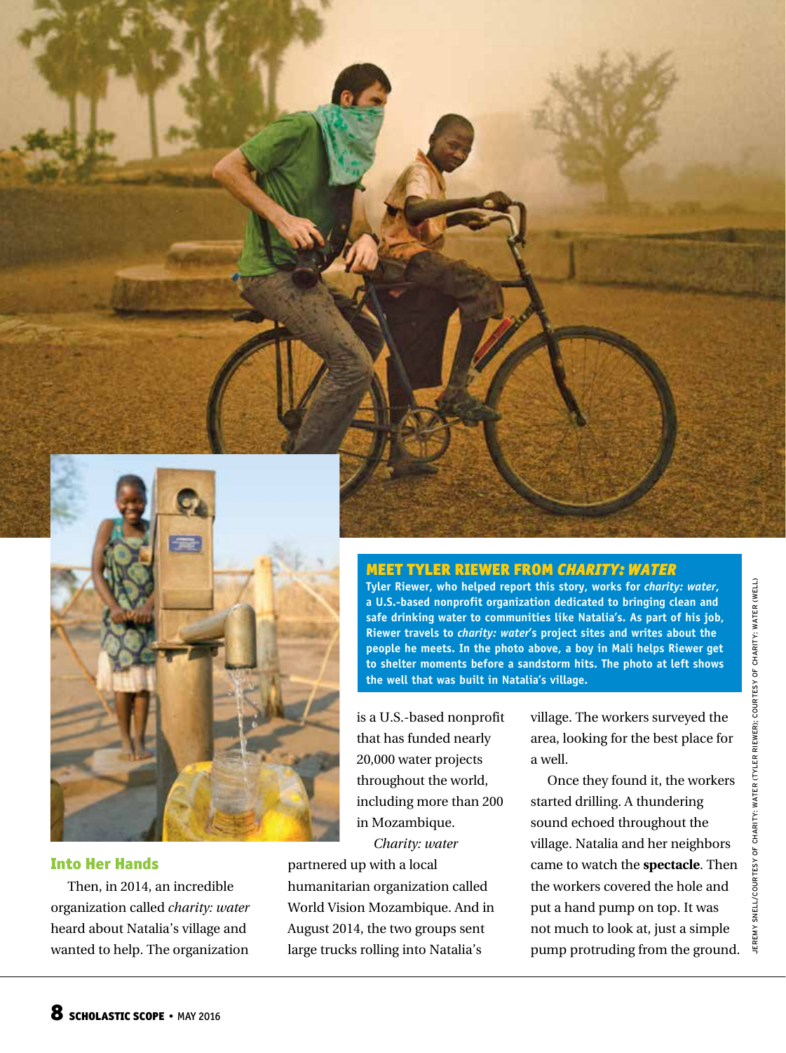## MEET TYLER RIEWER FROM *CHARITY: WATER*

**Tyler Riewer, who helped report this story, works for *charity: water*, a U.S.-based nonprofit organization dedicated to bringing clean and safe drinking water to communities like Natalia's. As part of his job, Riewer travels to *charity: water*'s project sites and writes about the people he meets. In the photo above, a boy in Mali helps Riewer get to shelter moments before a sandstorm hits. The photo at left shows the well that was built in Natalia's village.**

JEREMY SNELL/COURTESY OF CHARITY: WATER (TYLER RIEWER); COURTESY OF CHARITY: WATER (WELL)

### Into Her Hands

Then, in 2014, an incredible organization called *charity: water* heard about Natalia's village and wanted to help. The organization is a U.S.-based nonprofit that has funded nearly 20,000 water projects throughout the world, including more than 200 in Mozambique.

*Charity: water* partnered up with a local humanitarian organization called World Vision Mozambique. And in August 2014, the two groups sent large trucks rolling into Natalia's village. The workers surveyed the area, looking for the best place for a well.

Once they found it, the workers started drilling. A thundering sound echoed throughout the village. Natalia and her neighbors came to watch the **spectacle**. Then the workers covered the hole and put a hand pump on top. It was not much to look at, just a simple pump protruding from the ground.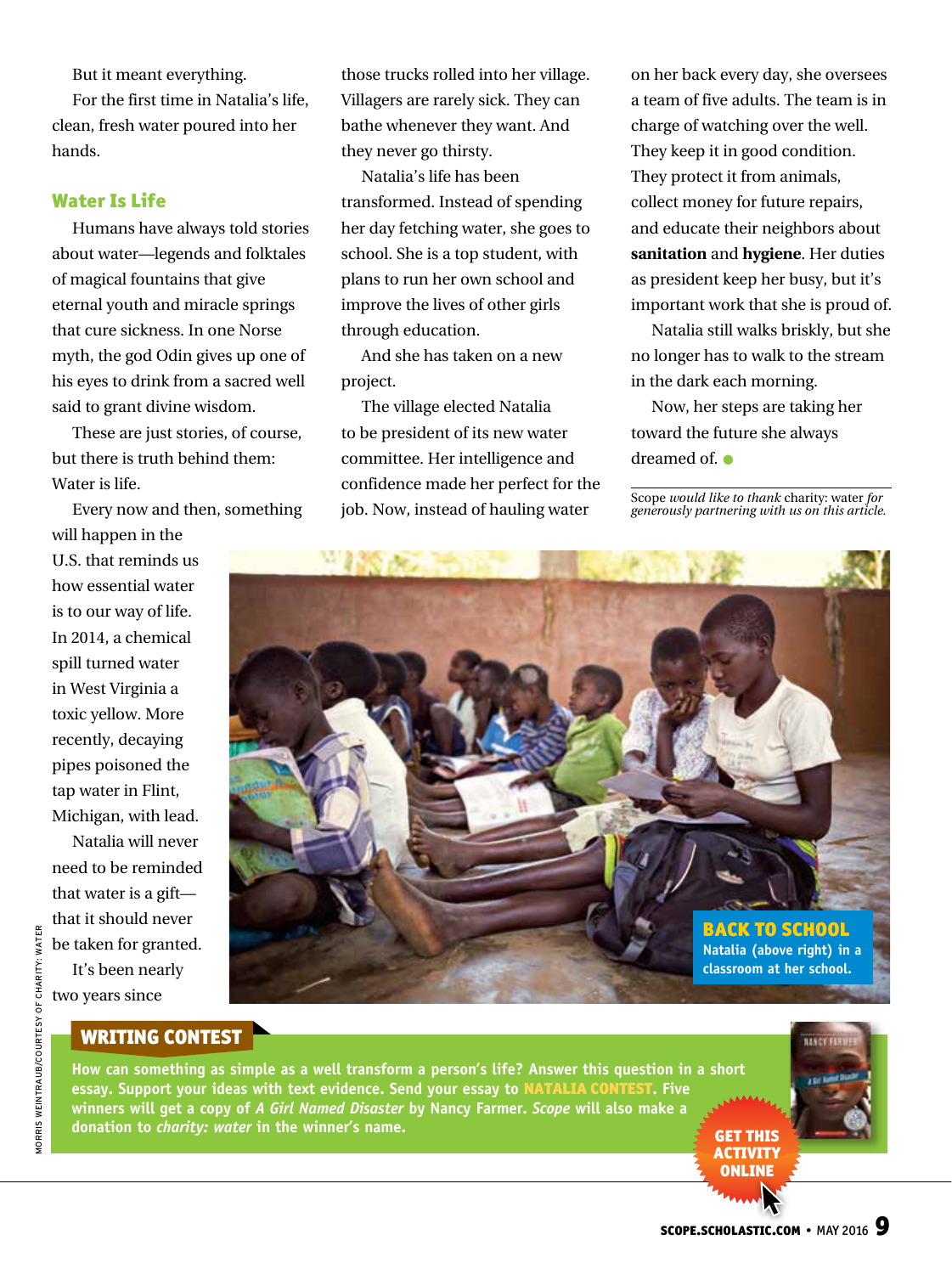But it meant everything.

For the first time in Natalia's life, clean, fresh water poured into her hands.

## Water Is Life

Humans have always told stories about water—legends and folktales of magical fountains that give eternal youth and miracle springs that cure sickness. In one Norse myth, the god Odin gives up one of his eyes to drink from a sacred well said to grant divine wisdom.

These are just stories, of course, but there is truth behind them: Water is life.

Every now and then, something will happen in the U.S. that reminds us how essential water is to our way of life. In 2014, a chemical spill turned water in West Virginia a toxic yellow. More recently, decaying pipes poisoned the tap water in Flint, Michigan, with lead.

Natalia will never need to be reminded that water is a gift—that it should never be taken for granted.

It's been nearly two years since those trucks rolled into her village. Villagers are rarely sick. They can bathe whenever they want. And they never go thirsty.

Natalia's life has been transformed. Instead of spending her day fetching water, she goes to school. She is a top student, with plans to run her own school and improve the lives of other girls through education.

And she has taken on a new project.

The village elected Natalia to be president of its new water committee. Her intelligence and confidence made her perfect for the job. Now, instead of hauling water on her back every day, she oversees a team of five adults. The team is in charge of watching over the well. They keep it in good condition. They protect it from animals, collect money for future repairs, and educate their neighbors about **sanitation** and **hygiene**. Her duties as president keep her busy, but it's important work that she is proud of.

Natalia still walks briskly, but she no longer has to walk to the stream in the dark each morning.

Now, her steps are taking her toward the future she always dreamed of.

Scope *would like to thank* charity: water *for generously partnering with us on this article.*

**BACK TO SCHOOL**
Natalia (above right) in a classroom at her school.

MORRIS WEINTRAUB/COURTESY OF CHARITY: WATER

## WRITING CONTEST

**How can something as simple as a well transform a person's life? Answer this question in a short essay. Support your ideas with text evidence. Send your essay to NATALIA CONTEST. Five winners will get a copy of *A Girl Named Disaster* by Nancy Farmer. *Scope* will also make a donation to *charity: water* in the winner's name.**

**GET THIS ACTIVITY ONLINE**